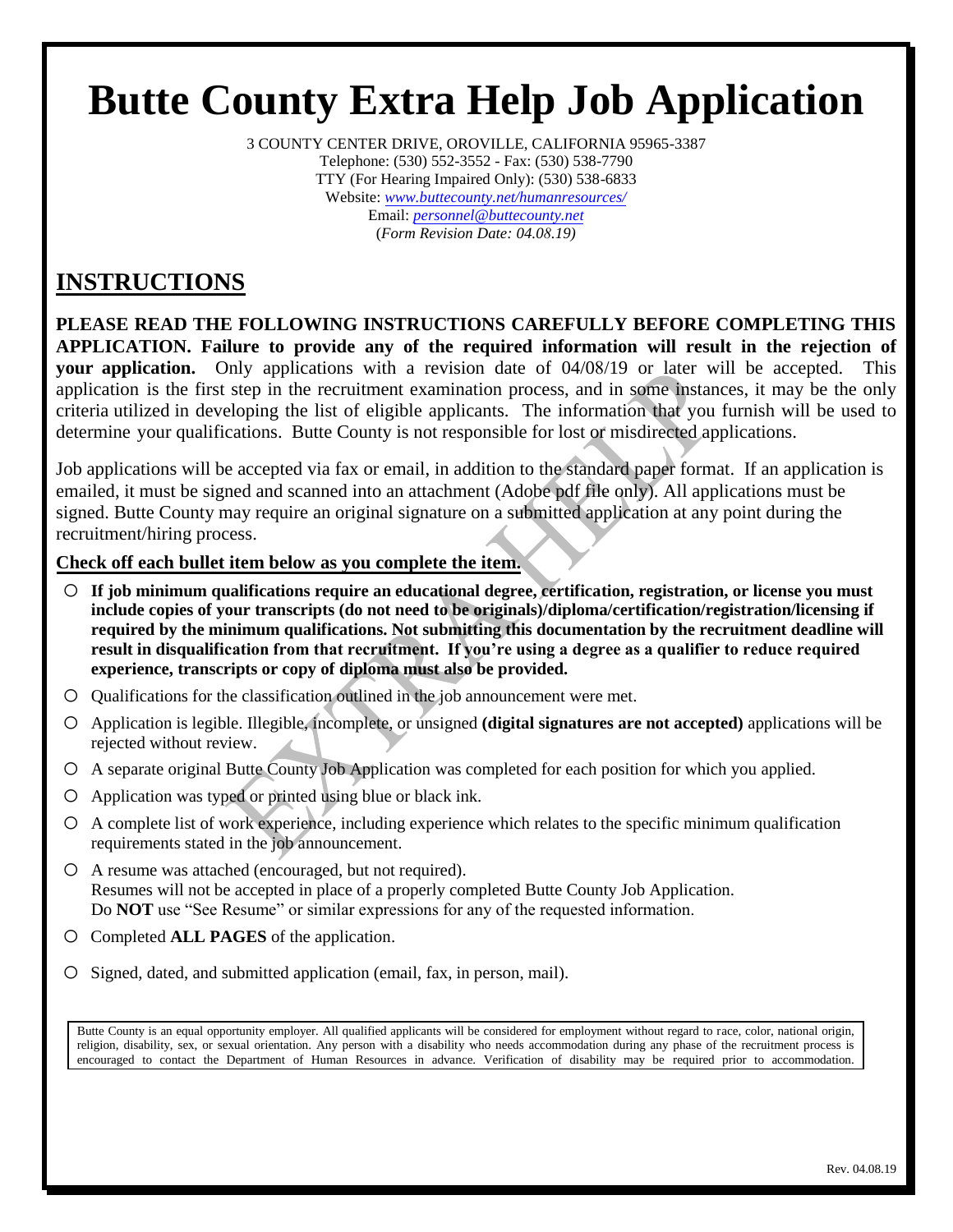# Butte County Extra Help Job Application

3 COUNTY CENTER DRIVE, OROVILLE, CALIFORNIA 95965-3387
Telephone: (530) 552-3552 - Fax: (530) 538-7790
TTY (For Hearing Impaired Only): (530) 538-6833
Website: *www.buttecounty.net/humanresources/*
Email: *personnel@buttecounty.net*
(*Form Revision Date: 04.08.19)*

## INSTRUCTIONS

**PLEASE READ THE FOLLOWING INSTRUCTIONS CAREFULLY BEFORE COMPLETING THIS APPLICATION. Failure to provide any of the required information will result in the rejection of your application.** Only applications with a revision date of 04/08/19 or later will be accepted. This application is the first step in the recruitment examination process, and in some instances, it may be the only criteria utilized in developing the list of eligible applicants. The information that you furnish will be used to determine your qualifications. Butte County is not responsible for lost or misdirected applications.

Job applications will be accepted via fax or email, in addition to the standard paper format. If an application is emailed, it must be signed and scanned into an attachment (Adobe pdf file only). All applications must be signed. Butte County may require an original signature on a submitted application at any point during the recruitment/hiring process.

**Check off each bullet item below as you complete the item.**

- **If job minimum qualifications require an educational degree, certification, registration, or license you must include copies of your transcripts (do not need to be originals)/diploma/certification/registration/licensing if required by the minimum qualifications. Not submitting this documentation by the recruitment deadline will result in disqualification from that recruitment. If you're using a degree as a qualifier to reduce required experience, transcripts or copy of diploma must also be provided.**
- Qualifications for the classification outlined in the job announcement were met.
- Application is legible. Illegible, incomplete, or unsigned **(digital signatures are not accepted)** applications will be rejected without review.
- A separate original Butte County Job Application was completed for each position for which you applied.
- Application was typed or printed using blue or black ink.
- A complete list of work experience, including experience which relates to the specific minimum qualification requirements stated in the job announcement.
- A resume was attached (encouraged, but not required).
  Resumes will not be accepted in place of a properly completed Butte County Job Application.
  Do **NOT** use "See Resume" or similar expressions for any of the requested information.
- Completed **ALL PAGES** of the application.
- Signed, dated, and submitted application (email, fax, in person, mail).

Butte County is an equal opportunity employer. All qualified applicants will be considered for employment without regard to race, color, national origin, religion, disability, sex, or sexual orientation. Any person with a disability who needs accommodation during any phase of the recruitment process is encouraged to contact the Department of Human Resources in advance. Verification of disability may be required prior to accommodation.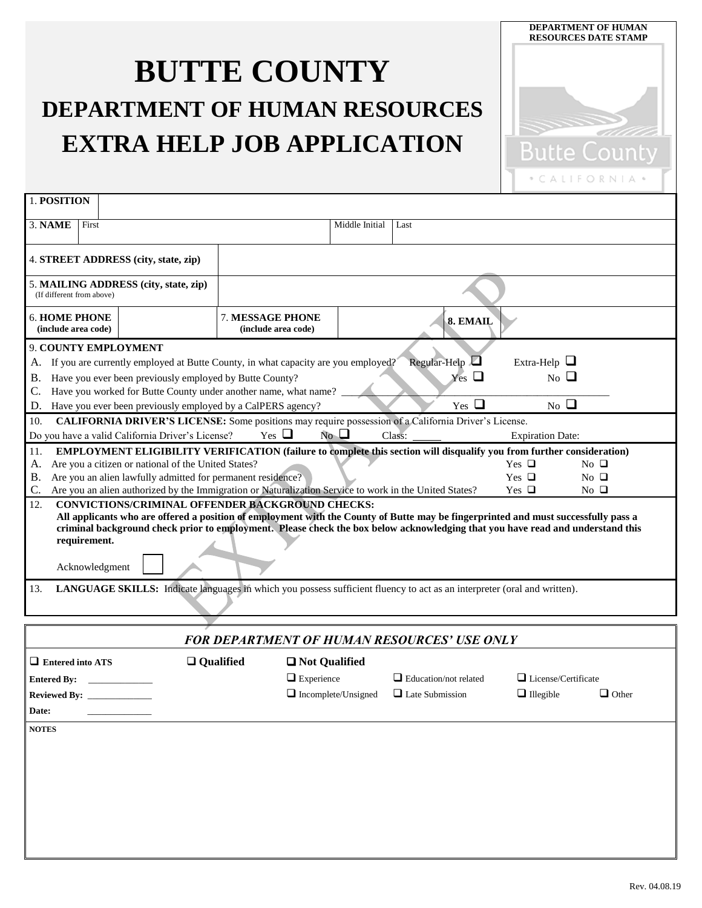# BUTTE COUNTY
## DEPARTMENT OF HUMAN RESOURCES
## EXTRA HELP JOB APPLICATION

**DEPARTMENT OF HUMAN RESOURCES DATE STAMP**

Butte County
• CALIFORNIA •

| 1. **POSITION** | | | | | |
|---|---|---|---|---|---|
| 3. **NAME** | First | | Middle Initial | Last | |
| 4. **STREET ADDRESS (city, state, zip)** | | | | | |
| 5. **MAILING ADDRESS (city, state, zip)** (If different from above) | | | | | |
| 6. **HOME PHONE** (include area code) | | 7. **MESSAGE PHONE** (include area code) | | 8. **EMAIL** | |

9. **COUNTY EMPLOYMENT**

A. If you are currently employed at Butte County, in what capacity are you employed? Regular-Help ❑ Extra-Help ❑

B. Have you ever been previously employed by Butte County? Yes ❑ No ❑

C. Have you worked for Butte County under another name, what name? ____________________

D. Have you ever been previously employed by a CalPERS agency? Yes ❑ No ❑

10. **CALIFORNIA DRIVER'S LICENSE:** Some positions may require possession of a California Driver's License.

Do you have a valid California Driver's License? Yes ❑ No ❑ Class: _____ Expiration Date:

11. **EMPLOYMENT ELIGIBILITY VERIFICATION (failure to complete this section will disqualify you from further consideration)**

A. Are you a citizen or national of the United States? Yes ❑ No ❑

B. Are you an alien lawfully admitted for permanent residence? Yes ❑ No ❑

C. Are you an alien authorized by the Immigration or Naturalization Service to work in the United States? Yes ❑ No ❑

12. **CONVICTIONS/CRIMINAL OFFENDER BACKGROUND CHECKS:**

**All applicants who are offered a position of employment with the County of Butte may be fingerprinted and must successfully pass a criminal background check prior to employment. Please check the box below acknowledging that you have read and understand this requirement.**

Acknowledgment ☐

13. **LANGUAGE SKILLS:** Indicate languages in which you possess sufficient fluency to act as an interpreter (oral and written).

***FOR DEPARTMENT OF HUMAN RESOURCES' USE ONLY***

❑ **Entered into ATS** ❑ **Qualified** ❑ **Not Qualified**

**Entered By:** ____________ ❑ Experience ❑ Education/not related ❑ License/Certificate

**Reviewed By:** ____________ ❑ Incomplete/Unsigned ❑ Late Submission ❑ Illegible ❑ Other

**Date:** ____________

**NOTES**

Rev. 04.08.19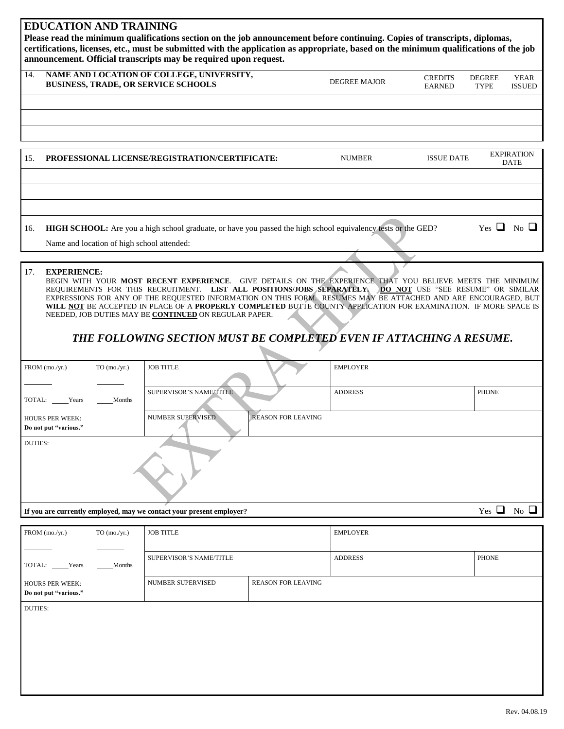## EDUCATION AND TRAINING

**Please read the minimum qualifications section on the job announcement before continuing. Copies of transcripts, diplomas, certifications, licenses, etc., must be submitted with the application as appropriate, based on the minimum qualifications of the job announcement. Official transcripts may be required upon request.**

| 14. NAME AND LOCATION OF COLLEGE, UNIVERSITY, BUSINESS, TRADE, OR SERVICE SCHOOLS | DEGREE MAJOR | CREDITS EARNED | DEGREE TYPE | YEAR ISSUED |
|---|---|---|---|---|
| | | | | |
| | | | | |
| | | | | |

| 15. PROFESSIONAL LICENSE/REGISTRATION/CERTIFICATE: | NUMBER | ISSUE DATE | EXPIRATION DATE |
|---|---|---|---|
| | | | |
| | | | |
| | | | |

16. **HIGH SCHOOL:** Are you a high school graduate, or have you passed the high school equivalency tests or the GED? Yes ☐ No ☐

Name and location of high school attended:

17. **EXPERIENCE:**

BEGIN WITH YOUR **MOST RECENT EXPERIENCE**. GIVE DETAILS ON THE EXPERIENCE THAT YOU BELIEVE MEETS THE MINIMUM REQUIREMENTS FOR THIS RECRUITMENT. **LIST ALL POSITIONS/JOBS SEPARATELY. DO NOT** USE "SEE RESUME" OR SIMILAR EXPRESSIONS FOR ANY OF THE REQUESTED INFORMATION ON THIS FORM. RESUMES MAY BE ATTACHED AND ARE ENCOURAGED, BUT **WILL NOT** BE ACCEPTED IN PLACE OF A **PROPERLY COMPLETED** BUTTE COUNTY APPLICATION FOR EXAMINATION. IF MORE SPACE IS NEEDED, JOB DUTIES MAY BE **CONTINUED** ON REGULAR PAPER.

***THE FOLLOWING SECTION MUST BE COMPLETED EVEN IF ATTACHING A RESUME.***

| FROM (mo./yr.) ____ TO (mo./yr.) ____ | JOB TITLE | | EMPLOYER | |
|---|---|---|---|---|
| TOTAL: ____ Years ____ Months | SUPERVISOR'S NAME/TITLE | | ADDRESS | PHONE |
| HOURS PER WEEK: **Do not put "various."** | NUMBER SUPERVISED | REASON FOR LEAVING | | |
| DUTIES: | | | | |
| **If you are currently employed, may we contact your present employer?** | | | | Yes ☐ No ☐ |

| FROM (mo./yr.) ____ TO (mo./yr.) ____ | JOB TITLE | | EMPLOYER | |
|---|---|---|---|---|
| TOTAL: ____ Years ____ Months | SUPERVISOR'S NAME/TITLE | | ADDRESS | PHONE |
| HOURS PER WEEK: **Do not put "various."** | NUMBER SUPERVISED | REASON FOR LEAVING | | |
| DUTIES: | | | | |

Rev. 04.08.19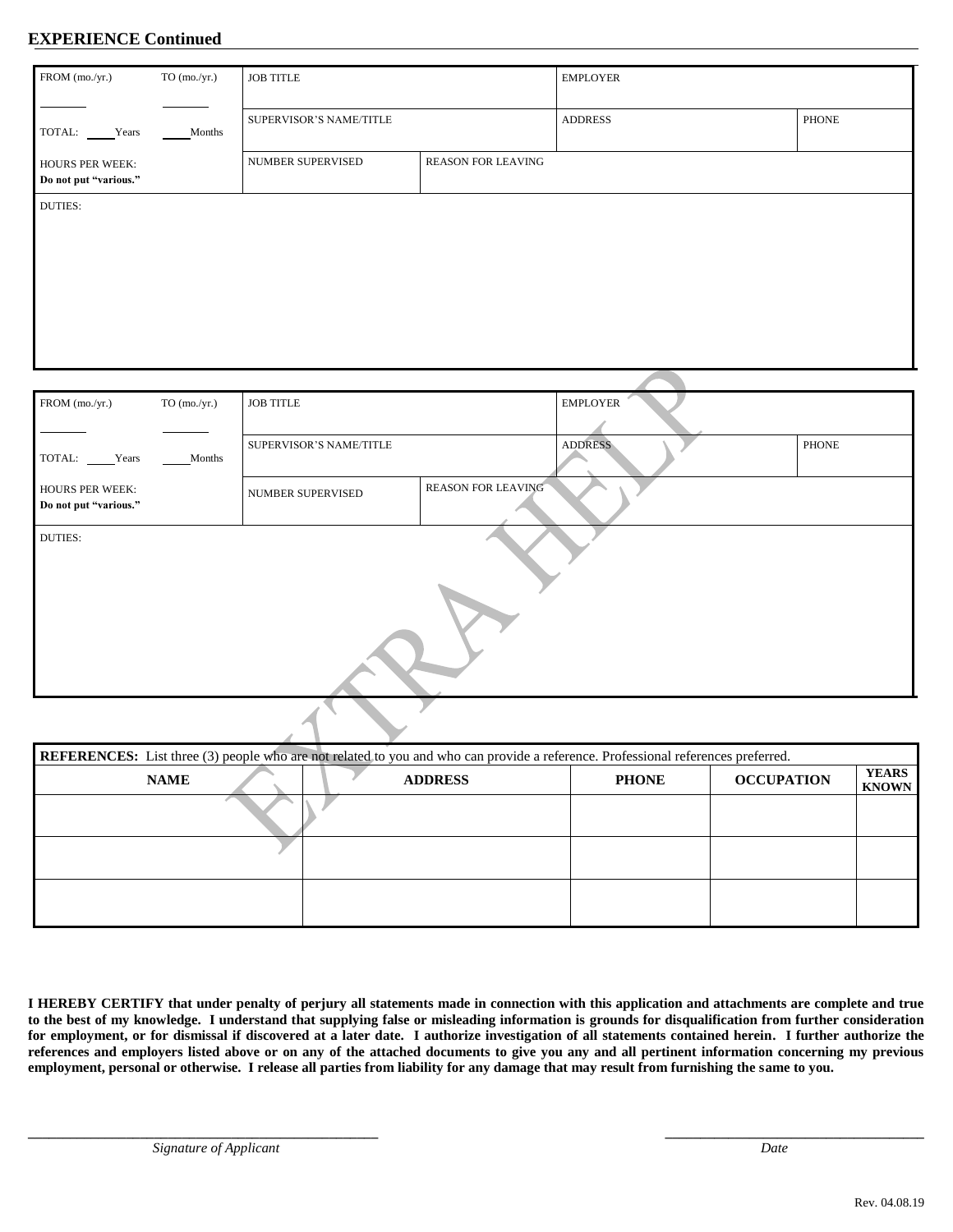## EXPERIENCE Continued

| FROM (mo./yr.) ______ | TO (mo./yr.) ______ | JOB TITLE | | EMPLOYER | |
|---|---|---|---|---|---|
| TOTAL: ____ Years | ____ Months | SUPERVISOR'S NAME/TITLE | | ADDRESS | PHONE |
| HOURS PER WEEK: **Do not put "various."** | | NUMBER SUPERVISED | REASON FOR LEAVING | | |
| DUTIES: | | | | | |

| FROM (mo./yr.) ______ | TO (mo./yr.) ______ | JOB TITLE | | EMPLOYER | |
|---|---|---|---|---|---|
| TOTAL: ____ Years | ____ Months | SUPERVISOR'S NAME/TITLE | | ADDRESS | PHONE |
| HOURS PER WEEK: **Do not put "various."** | | NUMBER SUPERVISED | REASON FOR LEAVING | | |
| DUTIES: | | | | | |

EXTRA HELP

**REFERENCES:** List three (3) people who are not related to you and who can provide a reference. Professional references preferred.

| NAME | ADDRESS | PHONE | OCCUPATION | YEARS KNOWN |
|---|---|---|---|---|
| | | | | |
| | | | | |
| | | | | |

**I HEREBY CERTIFY that under penalty of perjury all statements made in connection with this application and attachments are complete and true to the best of my knowledge. I understand that supplying false or misleading information is grounds for disqualification from further consideration for employment, or for dismissal if discovered at a later date. I authorize investigation of all statements contained herein. I further authorize the references and employers listed above or on any of the attached documents to give you any and all pertinent information concerning my previous employment, personal or otherwise. I release all parties from liability for any damage that may result from furnishing the same to you.**

______________________________
*Signature of Applicant*

______________________________
*Date*

Rev. 04.08.19